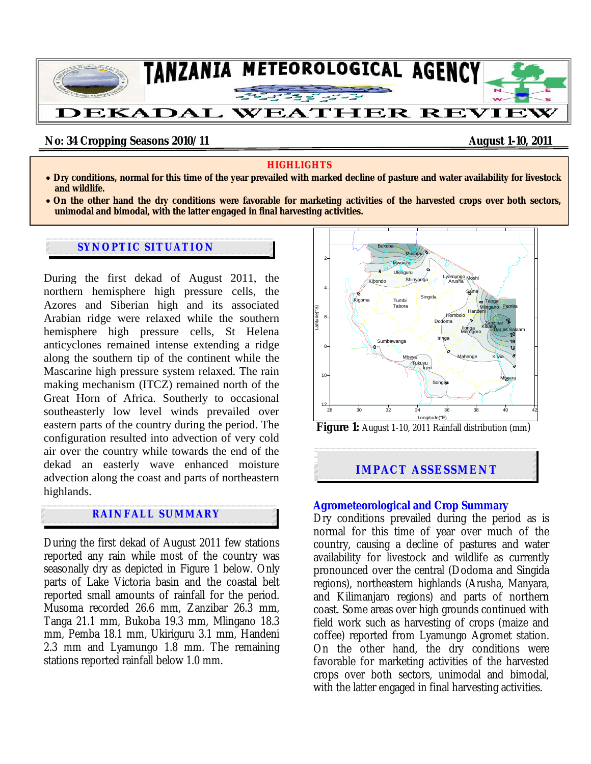# TANZANIA METEOROLOGICAL AGENCY

# DEKADAL WEATHER REVIEW

**No: 34 Cropping Seasons 2010/11** **August 1-10, 2011**

**HIGHLIGHTS**

- **Dry conditions, normal for this time of the year prevailed with marked decline of pasture and water availability for livestock and wildlife.**
- **On the other hand the dry conditions were favorable for marketing activities of the harvested crops over both sectors, unimodal and bimodal, with the latter engaged in final harvesting activities.**

## SYNOPTIC SITUATION

During the first dekad of August 2011, the northern hemisphere high pressure cells, the Azores and Siberian high and its associated Arabian ridge were relaxed while the southern hemisphere high pressure cells, St Helena anticyclones remained intense extending a ridge along the southern tip of the continent while the Mascarine high pressure system relaxed. The rain making mechanism (ITCZ) remained north of the Great Horn of Africa. Southerly to occasional southeasterly low level winds prevailed over eastern parts of the country during the period. The configuration resulted into advection of very cold air over the country while towards the end of the dekad an easterly wave enhanced moisture advection along the coast and parts of northeastern highlands.

## RAINFALL SUMMARY

During the first dekad of August 2011 few stations reported any rain while most of the country was seasonally dry as depicted in Figure 1 below. Only parts of Lake Victoria basin and the coastal belt reported small amounts of rainfall for the period. Musoma recorded 26.6 mm, Zanzibar 26.3 mm, Tanga 21.1 mm, Bukoba 19.3 mm, Mlingano 18.3 mm, Pemba 18.1 mm, Ukiriguru 3.1 mm, Handeni 2.3 mm and Lyamungo 1.8 mm. The remaining stations reported rainfall below 1.0 mm.

**Figure 1:** August 1-10, 2011 Rainfall distribution (mm)

## IMPACT ASSESSMENT

### Agrometeorological and Crop Summary

Dry conditions prevailed during the period as is normal for this time of year over much of the country, causing a decline of pastures and water availability for livestock and wildlife as currently pronounced over the central (Dodoma and Singida regions), northeastern highlands (Arusha, Manyara, and Kilimanjaro regions) and parts of northern coast. Some areas over high grounds continued with field work such as harvesting of crops (maize and coffee) reported from Lyamungo Agromet station. On the other hand, the dry conditions were favorable for marketing activities of the harvested crops over both sectors, unimodal and bimodal, with the latter engaged in final harvesting activities.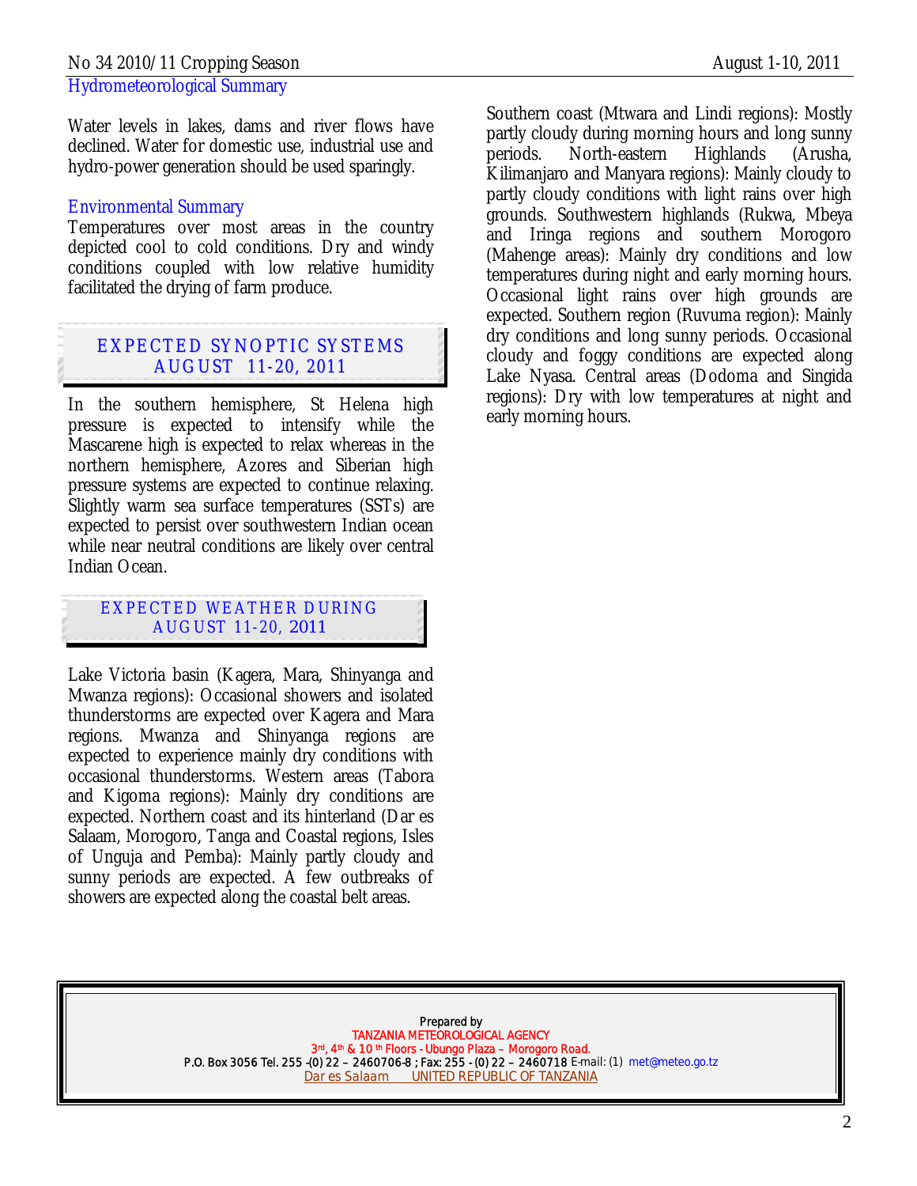## Hydrometeorological Summary

Water levels in lakes, dams and river flows have declined. Water for domestic use, industrial use and hydro-power generation should be used sparingly.

## Environmental Summary

Temperatures over most areas in the country depicted cool to cold conditions. Dry and windy conditions coupled with low relative humidity facilitated the drying of farm produce.

## EXPECTED SYNOPTIC SYSTEMS AUGUST 11-20, 2011

In the southern hemisphere, St Helena high pressure is expected to intensify while the Mascarene high is expected to relax whereas in the northern hemisphere, Azores and Siberian high pressure systems are expected to continue relaxing. Slightly warm sea surface temperatures (SSTs) are expected to persist over southwestern Indian ocean while near neutral conditions are likely over central Indian Ocean.

## EXPECTED WEATHER DURING AUGUST 11-20, 2011

Lake Victoria basin (Kagera, Mara, Shinyanga and Mwanza regions): Occasional showers and isolated thunderstorms are expected over Kagera and Mara regions. Mwanza and Shinyanga regions are expected to experience mainly dry conditions with occasional thunderstorms. Western areas (Tabora and Kigoma regions): Mainly dry conditions are expected. Northern coast and its hinterland (Dar es Salaam, Morogoro, Tanga and Coastal regions, Isles of Unguja and Pemba): Mainly partly cloudy and sunny periods are expected. A few outbreaks of showers are expected along the coastal belt areas. Southern coast (Mtwara and Lindi regions): Mostly partly cloudy during morning hours and long sunny periods. North-eastern Highlands (Arusha, Kilimanjaro and Manyara regions): Mainly cloudy to partly cloudy conditions with light rains over high grounds. Southwestern highlands (Rukwa, Mbeya and Iringa regions and southern Morogoro (Mahenge areas): Mainly dry conditions and low temperatures during night and early morning hours. Occasional light rains over high grounds are expected. Southern region (Ruvuma region): Mainly dry conditions and long sunny periods. Occasional cloudy and foggy conditions are expected along Lake Nyasa. Central areas (Dodoma and Singida regions): Dry with low temperatures at night and early morning hours.

Prepared by
TANZANIA METEOROLOGICAL AGENCY
3rd, 4th & 10 th Floors - Ubungo Plaza – Morogoro Road.
P.O. Box 3056 Tel. 255 -(0) 22 – 2460706-8 ; Fax: 255 - (0) 22 – 2460718 E-mail: (1) met@meteo.go.tz
Dar es Salaam UNITED REPUBLIC OF TANZANIA